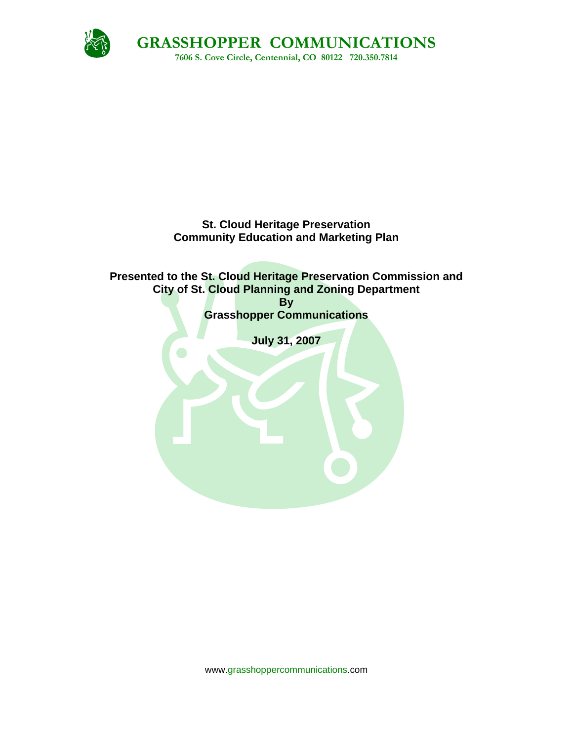**GRASSHOPPER COMMUNICATIONS**

**7606 S. Cove Circle, Centennial, CO 80122 720.350.7814**

# St. Cloud Heritage Preservation Community Education and Marketing Plan

**Presented to the St. Cloud Heritage Preservation Commission and City of St. Cloud Planning and Zoning Department**

**By**

**Grasshopper Communications**

**July 31, 2007**

www.grasshoppercommunications.com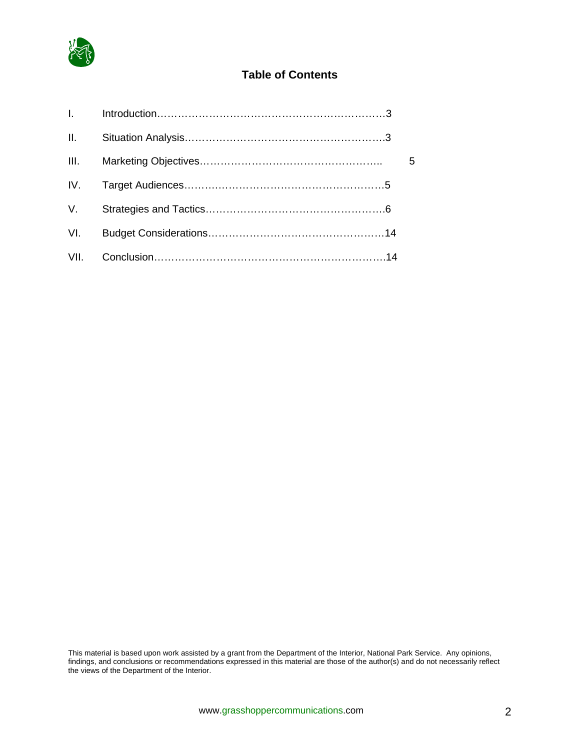## Table of Contents

I. Introduction…………………………………………………………3

II. Situation Analysis………………………………………………….3

III. Marketing Objectives……………………………………………….. 5

IV. Target Audiences…………………………………………………5

V. Strategies and Tactics…………………………………………….6

VI. Budget Considerations……………………………………………14

VII. Conclusion………………………………………………………….14

This material is based upon work assisted by a grant from the Department of the Interior, National Park Service. Any opinions, findings, and conclusions or recommendations expressed in this material are those of the author(s) and do not necessarily reflect the views of the Department of the Interior.

www.grasshoppercommunications.com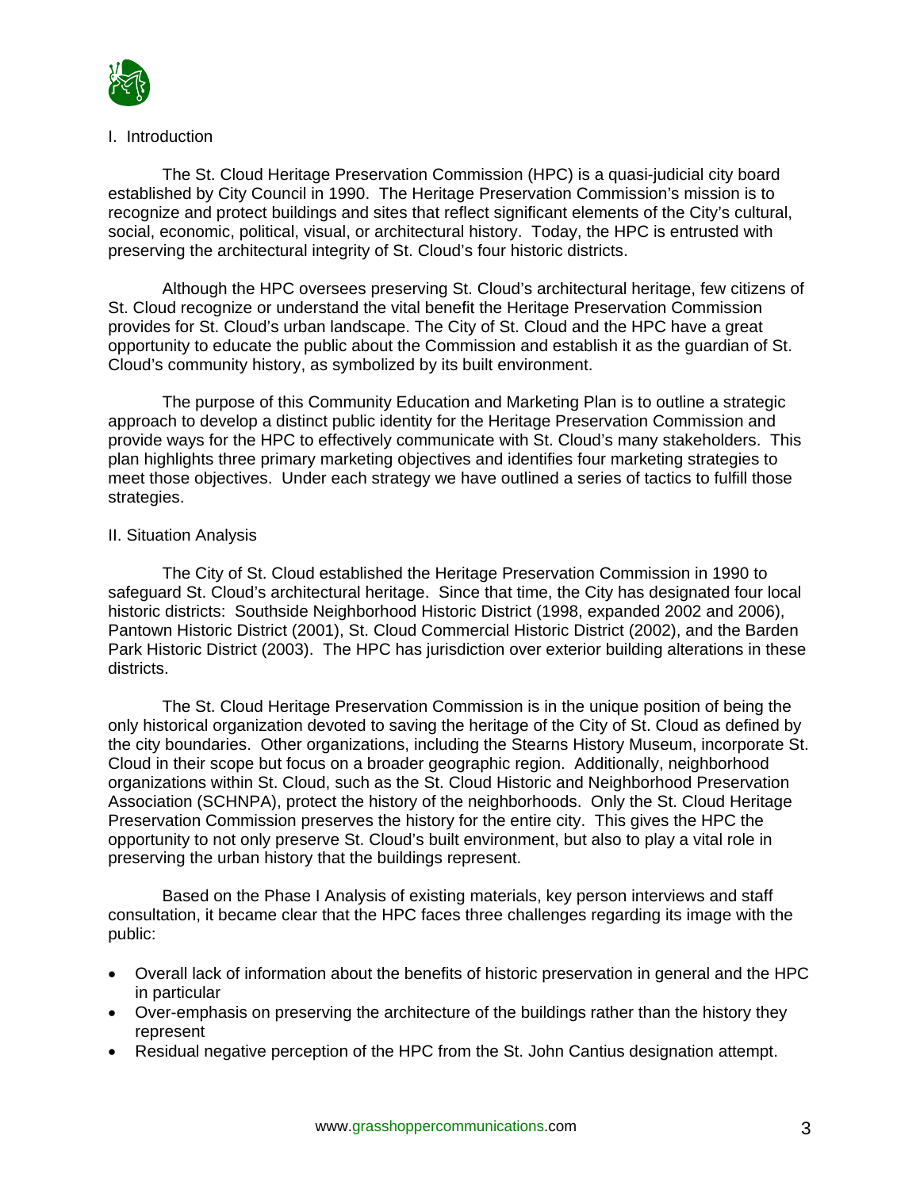## I. Introduction

The St. Cloud Heritage Preservation Commission (HPC) is a quasi-judicial city board established by City Council in 1990. The Heritage Preservation Commission's mission is to recognize and protect buildings and sites that reflect significant elements of the City's cultural, social, economic, political, visual, or architectural history. Today, the HPC is entrusted with preserving the architectural integrity of St. Cloud's four historic districts.

Although the HPC oversees preserving St. Cloud's architectural heritage, few citizens of St. Cloud recognize or understand the vital benefit the Heritage Preservation Commission provides for St. Cloud's urban landscape. The City of St. Cloud and the HPC have a great opportunity to educate the public about the Commission and establish it as the guardian of St. Cloud's community history, as symbolized by its built environment.

The purpose of this Community Education and Marketing Plan is to outline a strategic approach to develop a distinct public identity for the Heritage Preservation Commission and provide ways for the HPC to effectively communicate with St. Cloud's many stakeholders. This plan highlights three primary marketing objectives and identifies four marketing strategies to meet those objectives. Under each strategy we have outlined a series of tactics to fulfill those strategies.

## II. Situation Analysis

The City of St. Cloud established the Heritage Preservation Commission in 1990 to safeguard St. Cloud's architectural heritage. Since that time, the City has designated four local historic districts: Southside Neighborhood Historic District (1998, expanded 2002 and 2006), Pantown Historic District (2001), St. Cloud Commercial Historic District (2002), and the Barden Park Historic District (2003). The HPC has jurisdiction over exterior building alterations in these districts.

The St. Cloud Heritage Preservation Commission is in the unique position of being the only historical organization devoted to saving the heritage of the City of St. Cloud as defined by the city boundaries. Other organizations, including the Stearns History Museum, incorporate St. Cloud in their scope but focus on a broader geographic region. Additionally, neighborhood organizations within St. Cloud, such as the St. Cloud Historic and Neighborhood Preservation Association (SCHNPA), protect the history of the neighborhoods. Only the St. Cloud Heritage Preservation Commission preserves the history for the entire city. This gives the HPC the opportunity to not only preserve St. Cloud's built environment, but also to play a vital role in preserving the urban history that the buildings represent.

Based on the Phase I Analysis of existing materials, key person interviews and staff consultation, it became clear that the HPC faces three challenges regarding its image with the public:

- Overall lack of information about the benefits of historic preservation in general and the HPC in particular
- Over-emphasis on preserving the architecture of the buildings rather than the history they represent
- Residual negative perception of the HPC from the St. John Cantius designation attempt.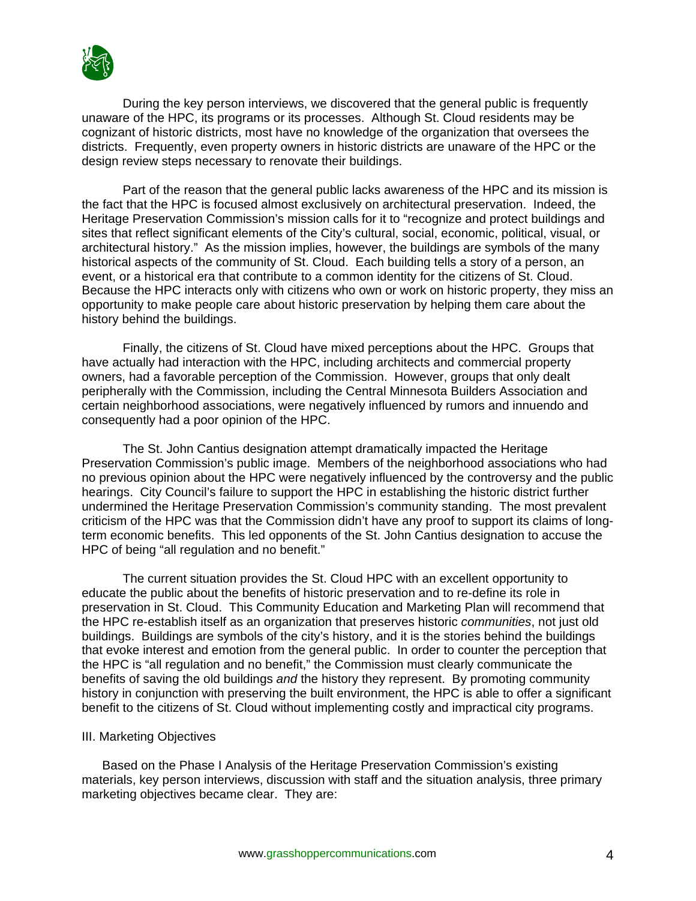During the key person interviews, we discovered that the general public is frequently unaware of the HPC, its programs or its processes. Although St. Cloud residents may be cognizant of historic districts, most have no knowledge of the organization that oversees the districts. Frequently, even property owners in historic districts are unaware of the HPC or the design review steps necessary to renovate their buildings.

Part of the reason that the general public lacks awareness of the HPC and its mission is the fact that the HPC is focused almost exclusively on architectural preservation. Indeed, the Heritage Preservation Commission's mission calls for it to "recognize and protect buildings and sites that reflect significant elements of the City's cultural, social, economic, political, visual, or architectural history." As the mission implies, however, the buildings are symbols of the many historical aspects of the community of St. Cloud. Each building tells a story of a person, an event, or a historical era that contribute to a common identity for the citizens of St. Cloud. Because the HPC interacts only with citizens who own or work on historic property, they miss an opportunity to make people care about historic preservation by helping them care about the history behind the buildings.

Finally, the citizens of St. Cloud have mixed perceptions about the HPC. Groups that have actually had interaction with the HPC, including architects and commercial property owners, had a favorable perception of the Commission. However, groups that only dealt peripherally with the Commission, including the Central Minnesota Builders Association and certain neighborhood associations, were negatively influenced by rumors and innuendo and consequently had a poor opinion of the HPC.

The St. John Cantius designation attempt dramatically impacted the Heritage Preservation Commission's public image. Members of the neighborhood associations who had no previous opinion about the HPC were negatively influenced by the controversy and the public hearings. City Council's failure to support the HPC in establishing the historic district further undermined the Heritage Preservation Commission's community standing. The most prevalent criticism of the HPC was that the Commission didn't have any proof to support its claims of long-term economic benefits. This led opponents of the St. John Cantius designation to accuse the HPC of being "all regulation and no benefit."

The current situation provides the St. Cloud HPC with an excellent opportunity to educate the public about the benefits of historic preservation and to re-define its role in preservation in St. Cloud. This Community Education and Marketing Plan will recommend that the HPC re-establish itself as an organization that preserves historic *communities*, not just old buildings. Buildings are symbols of the city's history, and it is the stories behind the buildings that evoke interest and emotion from the general public. In order to counter the perception that the HPC is "all regulation and no benefit," the Commission must clearly communicate the benefits of saving the old buildings *and* the history they represent. By promoting community history in conjunction with preserving the built environment, the HPC is able to offer a significant benefit to the citizens of St. Cloud without implementing costly and impractical city programs.

## III. Marketing Objectives

Based on the Phase I Analysis of the Heritage Preservation Commission's existing materials, key person interviews, discussion with staff and the situation analysis, three primary marketing objectives became clear. They are: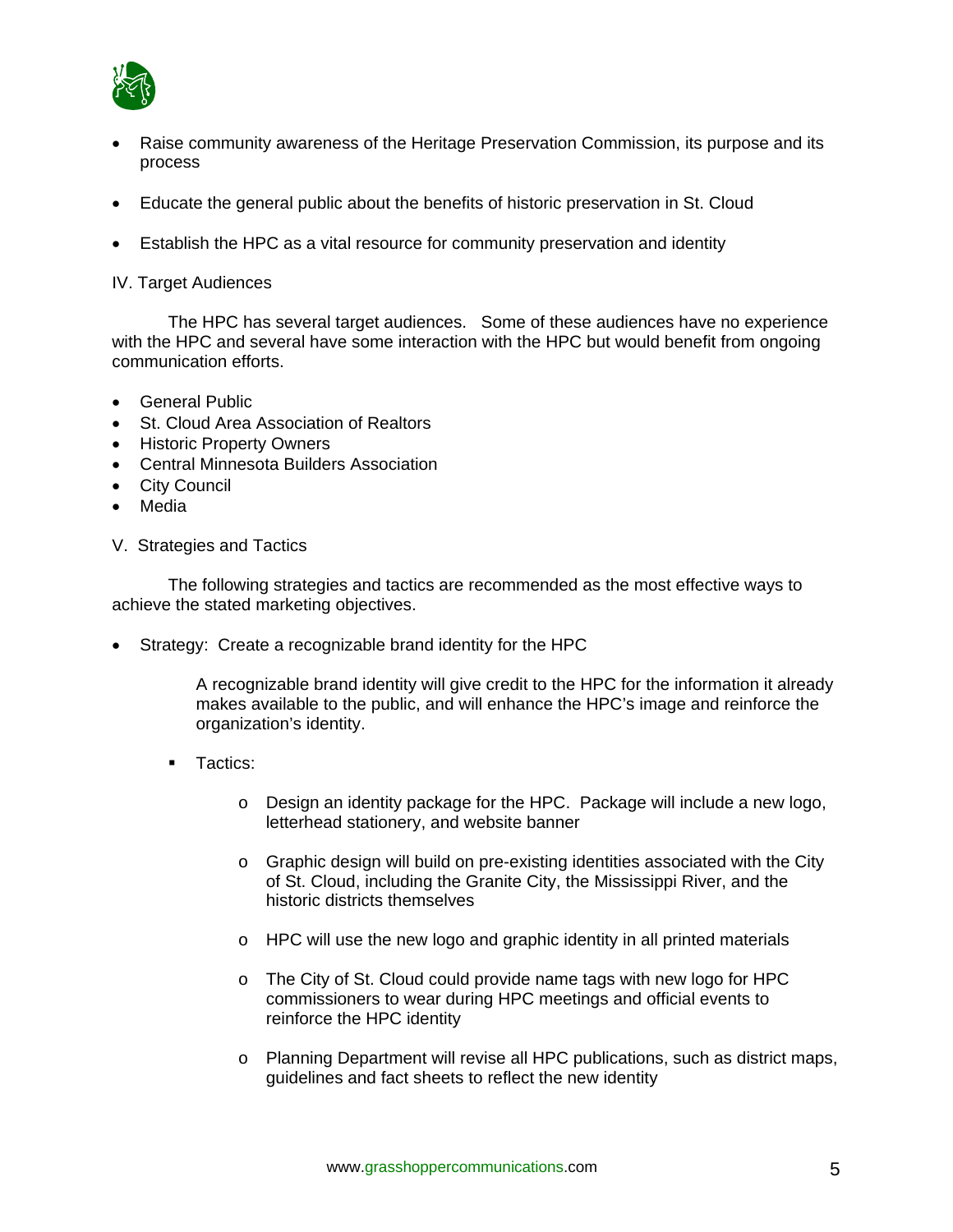- Raise community awareness of the Heritage Preservation Commission, its purpose and its process

- Educate the general public about the benefits of historic preservation in St. Cloud

- Establish the HPC as a vital resource for community preservation and identity

IV. Target Audiences

The HPC has several target audiences. Some of these audiences have no experience with the HPC and several have some interaction with the HPC but would benefit from ongoing communication efforts.

- General Public
- St. Cloud Area Association of Realtors
- Historic Property Owners
- Central Minnesota Builders Association
- City Council
- Media

V. Strategies and Tactics

The following strategies and tactics are recommended as the most effective ways to achieve the stated marketing objectives.

- Strategy: Create a recognizable brand identity for the HPC

  A recognizable brand identity will give credit to the HPC for the information it already makes available to the public, and will enhance the HPC's image and reinforce the organization's identity.

  - Tactics:

    - Design an identity package for the HPC. Package will include a new logo, letterhead stationery, and website banner

    - Graphic design will build on pre-existing identities associated with the City of St. Cloud, including the Granite City, the Mississippi River, and the historic districts themselves

    - HPC will use the new logo and graphic identity in all printed materials

    - The City of St. Cloud could provide name tags with new logo for HPC commissioners to wear during HPC meetings and official events to reinforce the HPC identity

    - Planning Department will revise all HPC publications, such as district maps, guidelines and fact sheets to reflect the new identity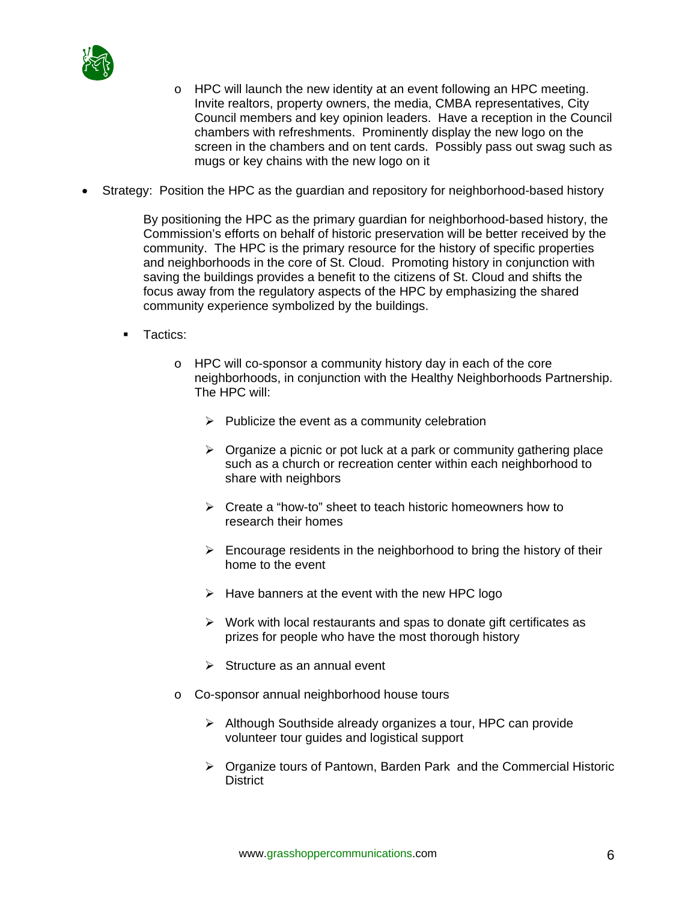- HPC will launch the new identity at an event following an HPC meeting. Invite realtors, property owners, the media, CMBA representatives, City Council members and key opinion leaders. Have a reception in the Council chambers with refreshments. Prominently display the new logo on the screen in the chambers and on tent cards. Possibly pass out swag such as mugs or key chains with the new logo on it

- Strategy: Position the HPC as the guardian and repository for neighborhood-based history

  By positioning the HPC as the primary guardian for neighborhood-based history, the Commission's efforts on behalf of historic preservation will be better received by the community. The HPC is the primary resource for the history of specific properties and neighborhoods in the core of St. Cloud. Promoting history in conjunction with saving the buildings provides a benefit to the citizens of St. Cloud and shifts the focus away from the regulatory aspects of the HPC by emphasizing the shared community experience symbolized by the buildings.

  - Tactics:

    - HPC will co-sponsor a community history day in each of the core neighborhoods, in conjunction with the Healthy Neighborhoods Partnership. The HPC will:

      - Publicize the event as a community celebration
      - Organize a picnic or pot luck at a park or community gathering place such as a church or recreation center within each neighborhood to share with neighbors
      - Create a "how-to" sheet to teach historic homeowners how to research their homes
      - Encourage residents in the neighborhood to bring the history of their home to the event
      - Have banners at the event with the new HPC logo
      - Work with local restaurants and spas to donate gift certificates as prizes for people who have the most thorough history
      - Structure as an annual event

    - Co-sponsor annual neighborhood house tours

      - Although Southside already organizes a tour, HPC can provide volunteer tour guides and logistical support
      - Organize tours of Pantown, Barden Park and the Commercial Historic District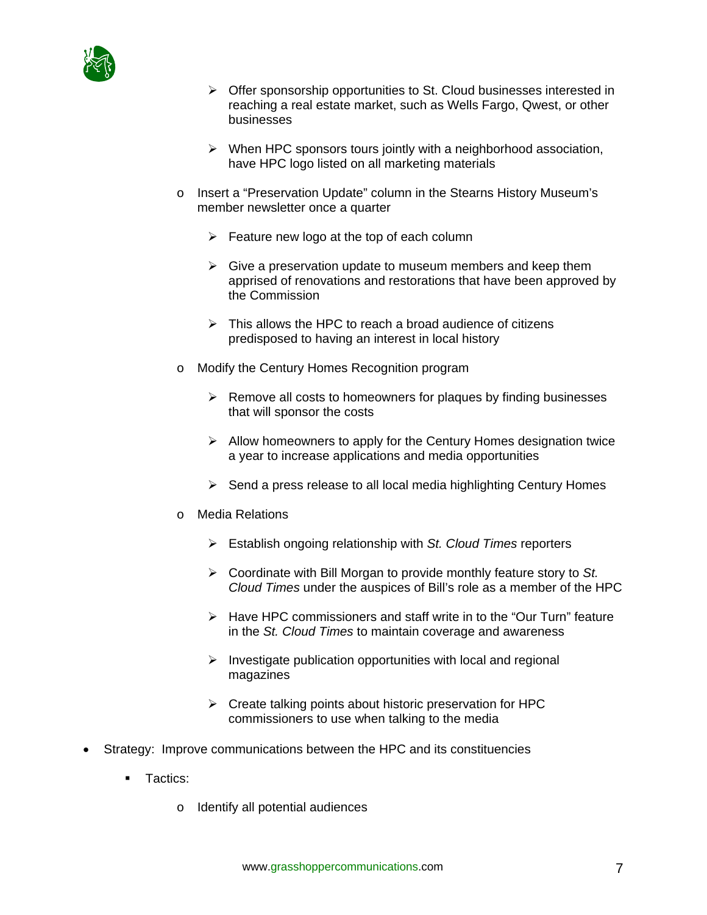- Offer sponsorship opportunities to St. Cloud businesses interested in reaching a real estate market, such as Wells Fargo, Qwest, or other businesses
        - When HPC sponsors tours jointly with a neighborhood association, have HPC logo listed on all marketing materials
      - Insert a "Preservation Update" column in the Stearns History Museum's member newsletter once a quarter
        - Feature new logo at the top of each column
        - Give a preservation update to museum members and keep them apprised of renovations and restorations that have been approved by the Commission
        - This allows the HPC to reach a broad audience of citizens predisposed to having an interest in local history
      - Modify the Century Homes Recognition program
        - Remove all costs to homeowners for plaques by finding businesses that will sponsor the costs
        - Allow homeowners to apply for the Century Homes designation twice a year to increase applications and media opportunities
        - Send a press release to all local media highlighting Century Homes
      - Media Relations
        - Establish ongoing relationship with *St. Cloud Times* reporters
        - Coordinate with Bill Morgan to provide monthly feature story to *St. Cloud Times* under the auspices of Bill's role as a member of the HPC
        - Have HPC commissioners and staff write in to the "Our Turn" feature in the *St. Cloud Times* to maintain coverage and awareness
        - Investigate publication opportunities with local and regional magazines
        - Create talking points about historic preservation for HPC commissioners to use when talking to the media

- Strategy: Improve communications between the HPC and its constituencies
  - Tactics:
    - Identify all potential audiences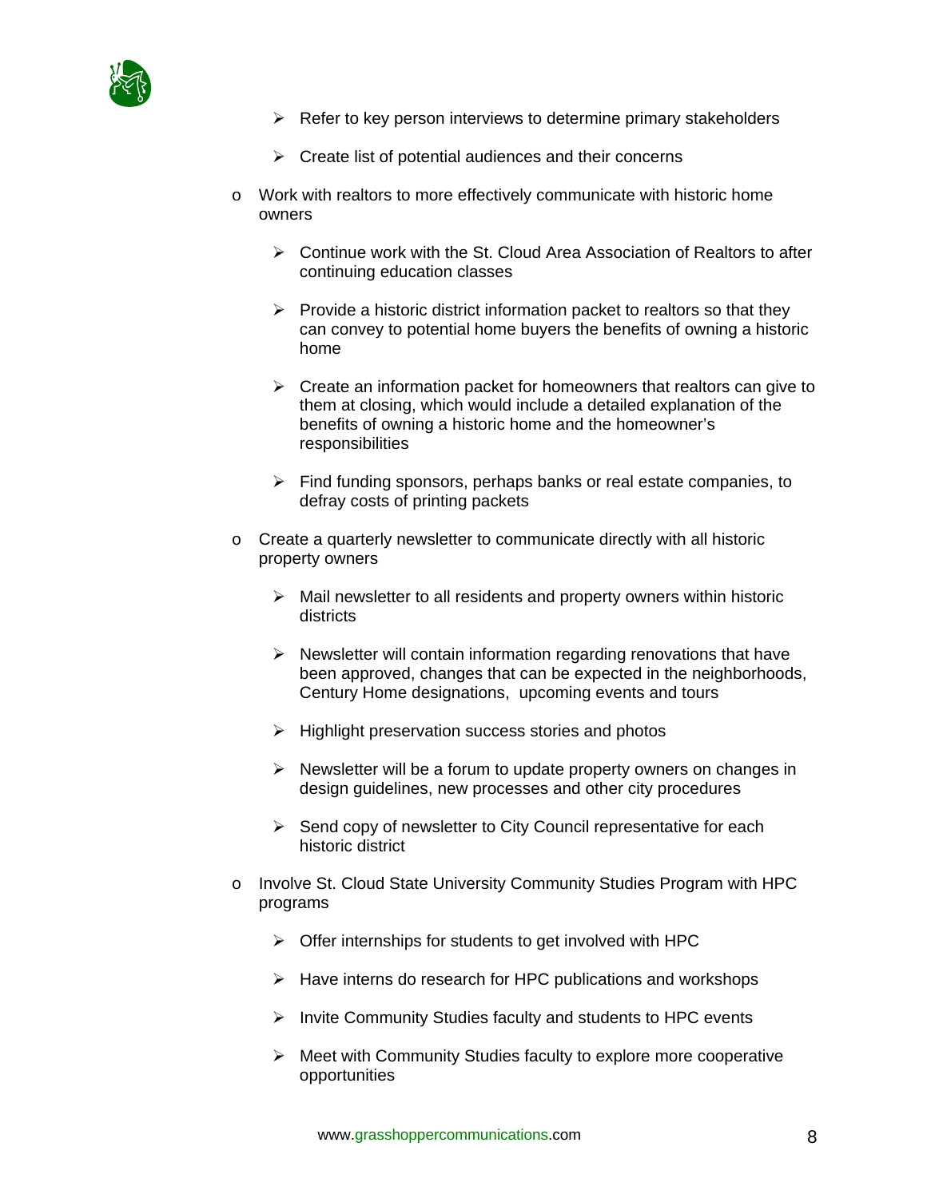- Refer to key person interviews to determine primary stakeholders
    - Create list of potential audiences and their concerns

- Work with realtors to more effectively communicate with historic home owners
    - Continue work with the St. Cloud Area Association of Realtors to after continuing education classes
    - Provide a historic district information packet to realtors so that they can convey to potential home buyers the benefits of owning a historic home
    - Create an information packet for homeowners that realtors can give to them at closing, which would include a detailed explanation of the benefits of owning a historic home and the homeowner's responsibilities
    - Find funding sponsors, perhaps banks or real estate companies, to defray costs of printing packets

- Create a quarterly newsletter to communicate directly with all historic property owners
    - Mail newsletter to all residents and property owners within historic districts
    - Newsletter will contain information regarding renovations that have been approved, changes that can be expected in the neighborhoods, Century Home designations, upcoming events and tours
    - Highlight preservation success stories and photos
    - Newsletter will be a forum to update property owners on changes in design guidelines, new processes and other city procedures
    - Send copy of newsletter to City Council representative for each historic district

- Involve St. Cloud State University Community Studies Program with HPC programs
    - Offer internships for students to get involved with HPC
    - Have interns do research for HPC publications and workshops
    - Invite Community Studies faculty and students to HPC events
    - Meet with Community Studies faculty to explore more cooperative opportunities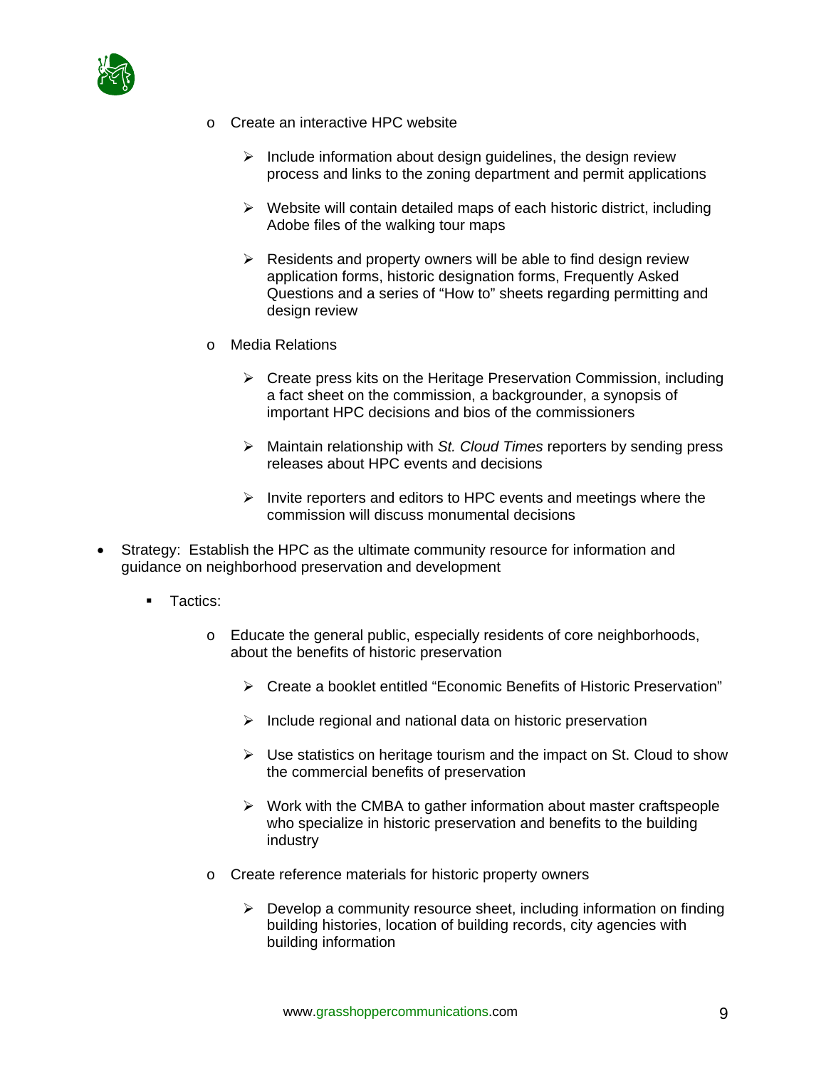- Create an interactive HPC website

  - Include information about design guidelines, the design review process and links to the zoning department and permit applications

  - Website will contain detailed maps of each historic district, including Adobe files of the walking tour maps

  - Residents and property owners will be able to find design review application forms, historic designation forms, Frequently Asked Questions and a series of "How to" sheets regarding permitting and design review

- Media Relations

  - Create press kits on the Heritage Preservation Commission, including a fact sheet on the commission, a backgrounder, a synopsis of important HPC decisions and bios of the commissioners

  - Maintain relationship with *St. Cloud Times* reporters by sending press releases about HPC events and decisions

  - Invite reporters and editors to HPC events and meetings where the commission will discuss monumental decisions

- Strategy: Establish the HPC as the ultimate community resource for information and guidance on neighborhood preservation and development

  - Tactics:

    - Educate the general public, especially residents of core neighborhoods, about the benefits of historic preservation

      - Create a booklet entitled "Economic Benefits of Historic Preservation"

      - Include regional and national data on historic preservation

      - Use statistics on heritage tourism and the impact on St. Cloud to show the commercial benefits of preservation

      - Work with the CMBA to gather information about master craftspeople who specialize in historic preservation and benefits to the building industry

    - Create reference materials for historic property owners

      - Develop a community resource sheet, including information on finding building histories, location of building records, city agencies with building information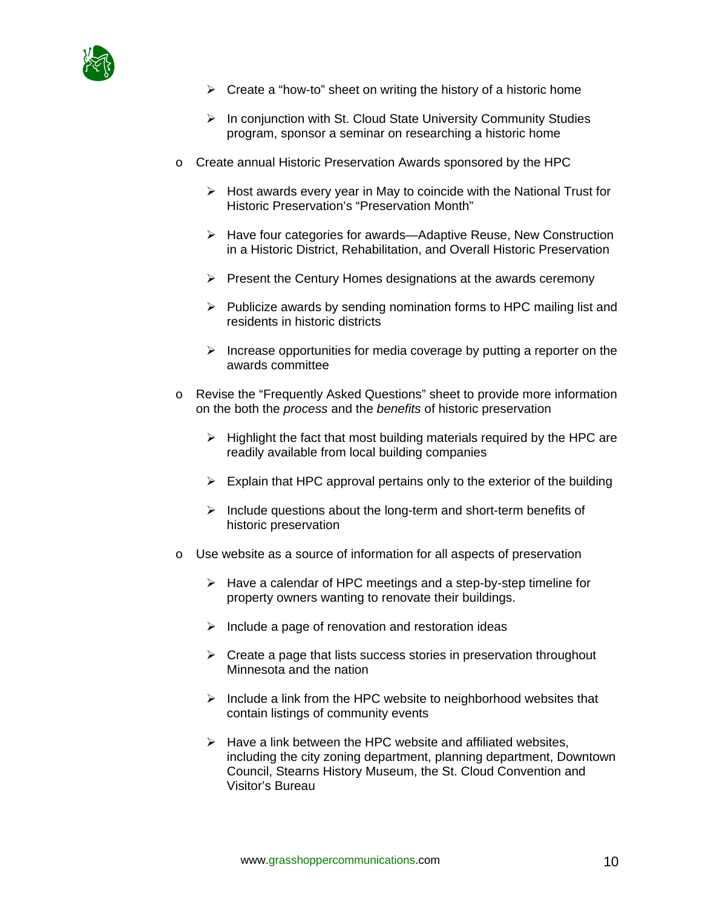- Create a "how-to" sheet on writing the history of a historic home

  - In conjunction with St. Cloud State University Community Studies program, sponsor a seminar on researching a historic home

- Create annual Historic Preservation Awards sponsored by the HPC

  - Host awards every year in May to coincide with the National Trust for Historic Preservation's "Preservation Month"

  - Have four categories for awards—Adaptive Reuse, New Construction in a Historic District, Rehabilitation, and Overall Historic Preservation

  - Present the Century Homes designations at the awards ceremony

  - Publicize awards by sending nomination forms to HPC mailing list and residents in historic districts

  - Increase opportunities for media coverage by putting a reporter on the awards committee

- Revise the "Frequently Asked Questions" sheet to provide more information on the both the *process* and the *benefits* of historic preservation

  - Highlight the fact that most building materials required by the HPC are readily available from local building companies

  - Explain that HPC approval pertains only to the exterior of the building

  - Include questions about the long-term and short-term benefits of historic preservation

- Use website as a source of information for all aspects of preservation

  - Have a calendar of HPC meetings and a step-by-step timeline for property owners wanting to renovate their buildings.

  - Include a page of renovation and restoration ideas

  - Create a page that lists success stories in preservation throughout Minnesota and the nation

  - Include a link from the HPC website to neighborhood websites that contain listings of community events

  - Have a link between the HPC website and affiliated websites, including the city zoning department, planning department, Downtown Council, Stearns History Museum, the St. Cloud Convention and Visitor's Bureau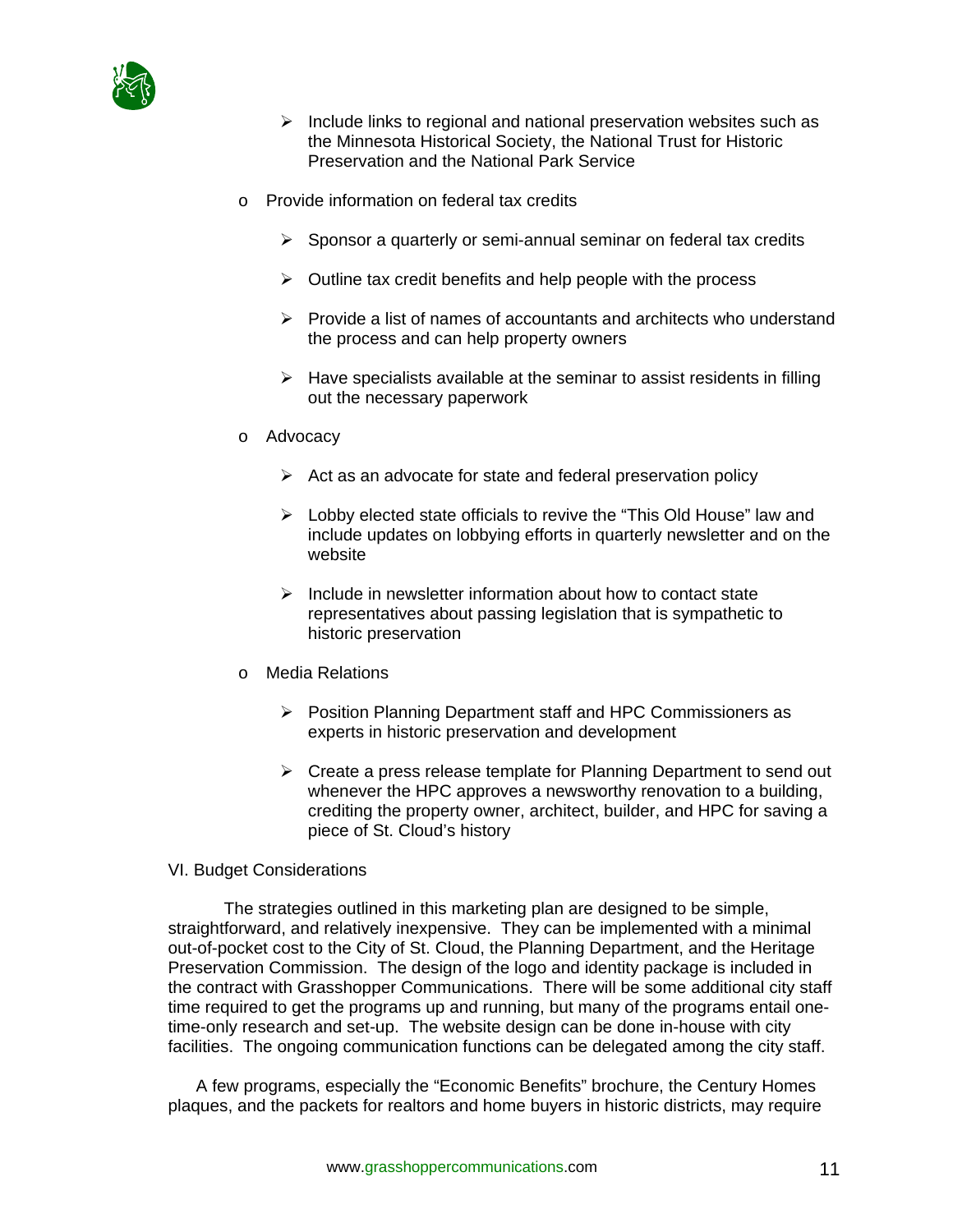- Include links to regional and national preservation websites such as the Minnesota Historical Society, the National Trust for Historic Preservation and the National Park Service

- Provide information on federal tax credits
    - Sponsor a quarterly or semi-annual seminar on federal tax credits
    - Outline tax credit benefits and help people with the process
    - Provide a list of names of accountants and architects who understand the process and can help property owners
    - Have specialists available at the seminar to assist residents in filling out the necessary paperwork

- Advocacy
    - Act as an advocate for state and federal preservation policy
    - Lobby elected state officials to revive the "This Old House" law and include updates on lobbying efforts in quarterly newsletter and on the website
    - Include in newsletter information about how to contact state representatives about passing legislation that is sympathetic to historic preservation

- Media Relations
    - Position Planning Department staff and HPC Commissioners as experts in historic preservation and development
    - Create a press release template for Planning Department to send out whenever the HPC approves a newsworthy renovation to a building, crediting the property owner, architect, builder, and HPC for saving a piece of St. Cloud's history

## VI. Budget Considerations

The strategies outlined in this marketing plan are designed to be simple, straightforward, and relatively inexpensive. They can be implemented with a minimal out-of-pocket cost to the City of St. Cloud, the Planning Department, and the Heritage Preservation Commission. The design of the logo and identity package is included in the contract with Grasshopper Communications. There will be some additional city staff time required to get the programs up and running, but many of the programs entail one-time-only research and set-up. The website design can be done in-house with city facilities. The ongoing communication functions can be delegated among the city staff.

A few programs, especially the "Economic Benefits" brochure, the Century Homes plaques, and the packets for realtors and home buyers in historic districts, may require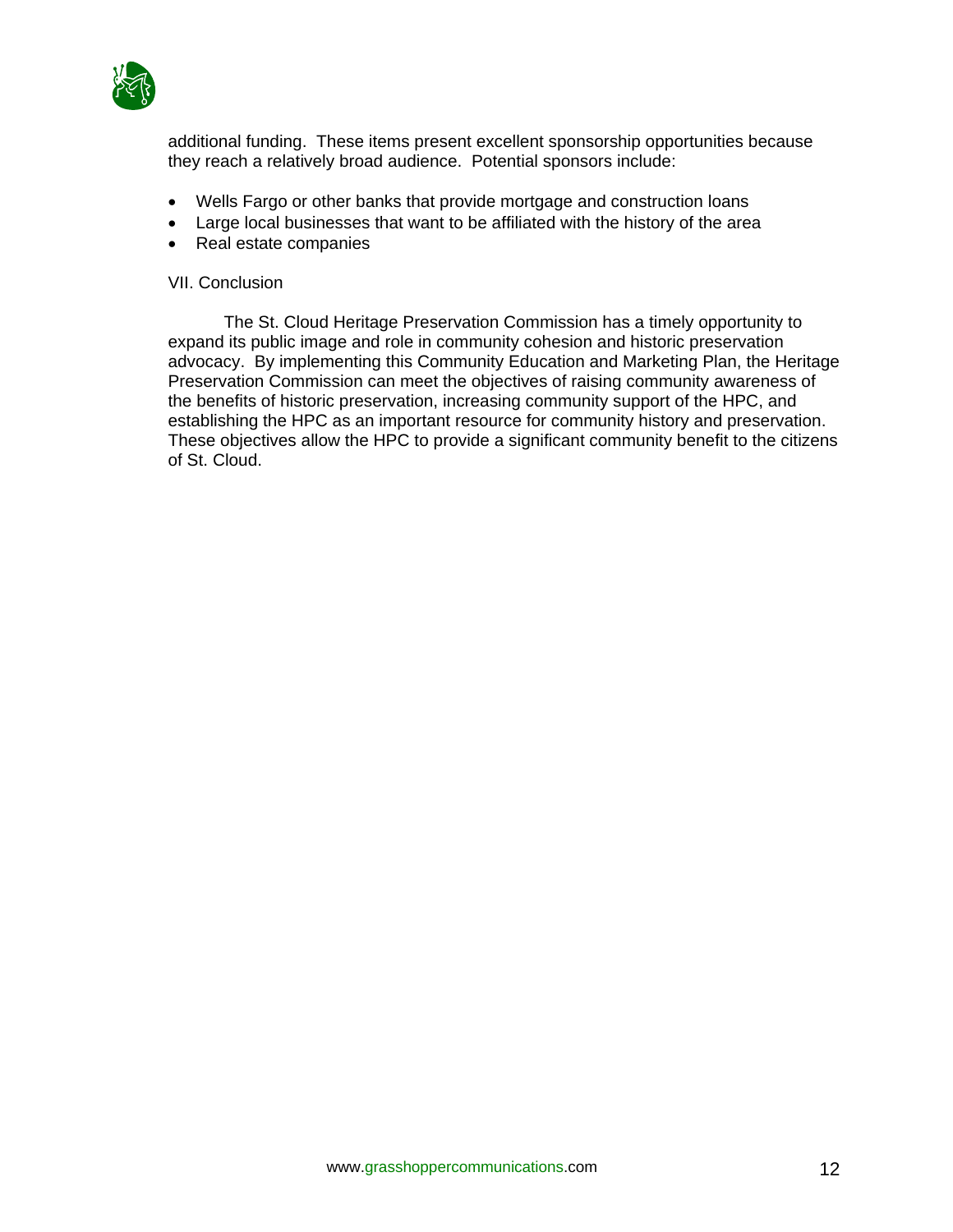additional funding. These items present excellent sponsorship opportunities because they reach a relatively broad audience. Potential sponsors include:

- Wells Fargo or other banks that provide mortgage and construction loans
- Large local businesses that want to be affiliated with the history of the area
- Real estate companies

## VII. Conclusion

The St. Cloud Heritage Preservation Commission has a timely opportunity to expand its public image and role in community cohesion and historic preservation advocacy. By implementing this Community Education and Marketing Plan, the Heritage Preservation Commission can meet the objectives of raising community awareness of the benefits of historic preservation, increasing community support of the HPC, and establishing the HPC as an important resource for community history and preservation. These objectives allow the HPC to provide a significant community benefit to the citizens of St. Cloud.